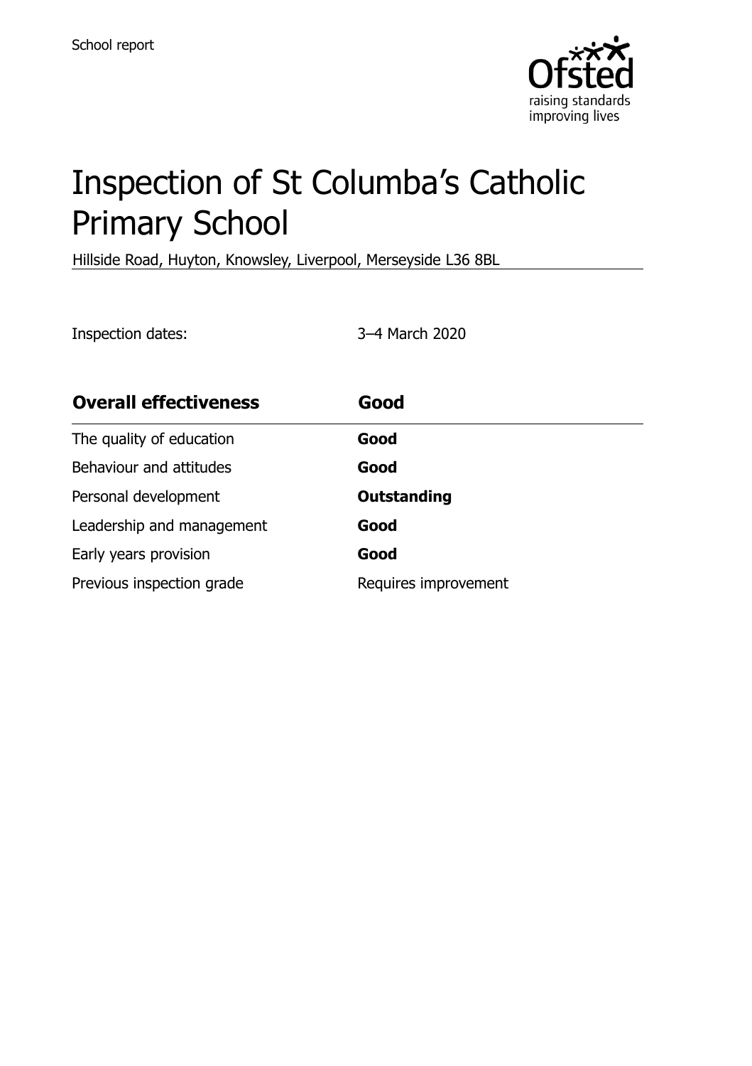School report

# Inspection of St Columba's Catholic Primary School

Hillside Road, Huyton, Knowsley, Liverpool, Merseyside L36 8BL

Inspection dates: 3–4 March 2020

| **Overall effectiveness** | **Good** |
|---|---|
| The quality of education | **Good** |
| Behaviour and attitudes | **Good** |
| Personal development | **Outstanding** |
| Leadership and management | **Good** |
| Early years provision | **Good** |
| Previous inspection grade | Requires improvement |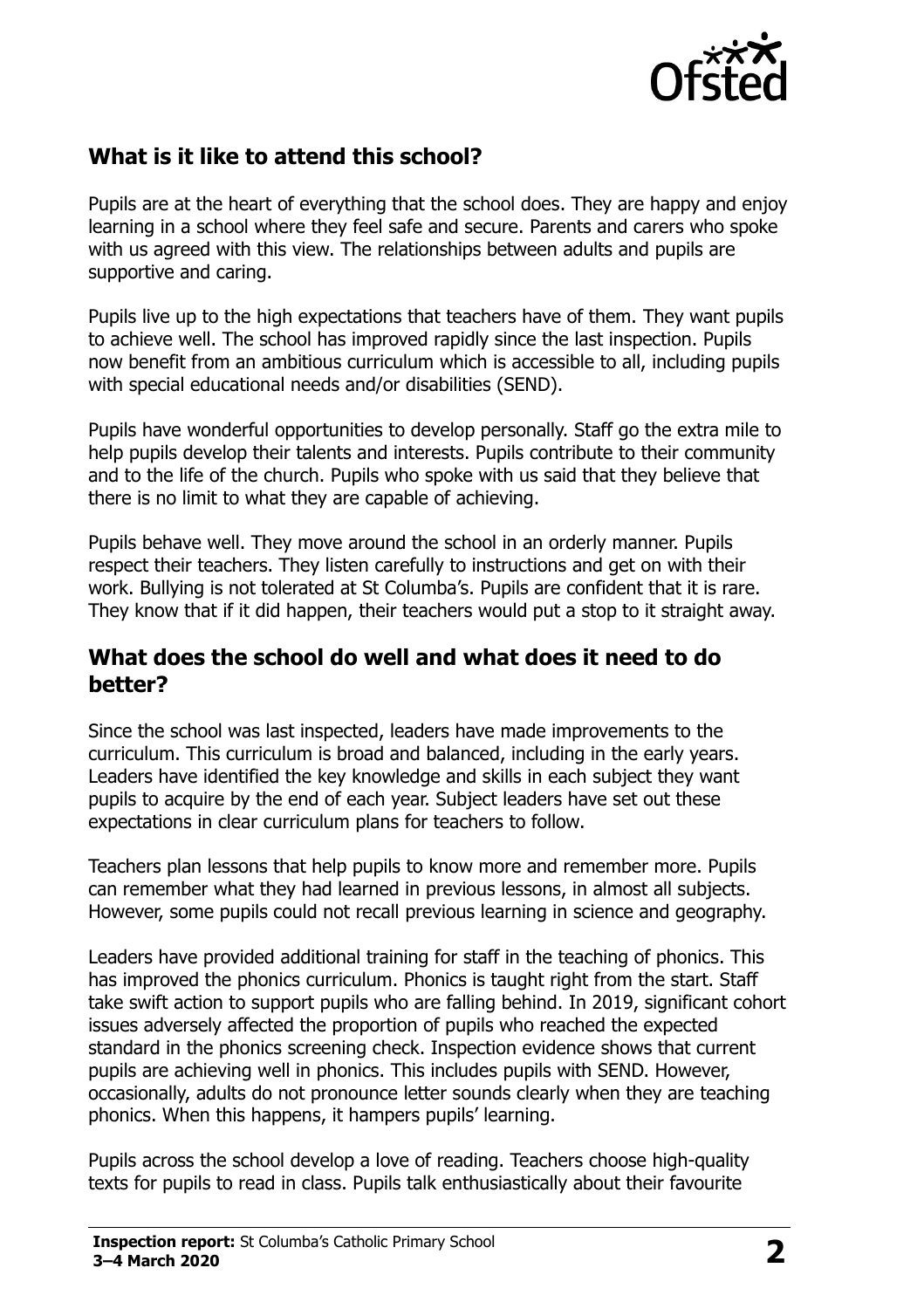## What is it like to attend this school?

Pupils are at the heart of everything that the school does. They are happy and enjoy learning in a school where they feel safe and secure. Parents and carers who spoke with us agreed with this view. The relationships between adults and pupils are supportive and caring.

Pupils live up to the high expectations that teachers have of them. They want pupils to achieve well. The school has improved rapidly since the last inspection. Pupils now benefit from an ambitious curriculum which is accessible to all, including pupils with special educational needs and/or disabilities (SEND).

Pupils have wonderful opportunities to develop personally. Staff go the extra mile to help pupils develop their talents and interests. Pupils contribute to their community and to the life of the church. Pupils who spoke with us said that they believe that there is no limit to what they are capable of achieving.

Pupils behave well. They move around the school in an orderly manner. Pupils respect their teachers. They listen carefully to instructions and get on with their work. Bullying is not tolerated at St Columba's. Pupils are confident that it is rare. They know that if it did happen, their teachers would put a stop to it straight away.

## What does the school do well and what does it need to do better?

Since the school was last inspected, leaders have made improvements to the curriculum. This curriculum is broad and balanced, including in the early years. Leaders have identified the key knowledge and skills in each subject they want pupils to acquire by the end of each year. Subject leaders have set out these expectations in clear curriculum plans for teachers to follow.

Teachers plan lessons that help pupils to know more and remember more. Pupils can remember what they had learned in previous lessons, in almost all subjects. However, some pupils could not recall previous learning in science and geography.

Leaders have provided additional training for staff in the teaching of phonics. This has improved the phonics curriculum. Phonics is taught right from the start. Staff take swift action to support pupils who are falling behind. In 2019, significant cohort issues adversely affected the proportion of pupils who reached the expected standard in the phonics screening check. Inspection evidence shows that current pupils are achieving well in phonics. This includes pupils with SEND. However, occasionally, adults do not pronounce letter sounds clearly when they are teaching phonics. When this happens, it hampers pupils' learning.

Pupils across the school develop a love of reading. Teachers choose high-quality texts for pupils to read in class. Pupils talk enthusiastically about their favourite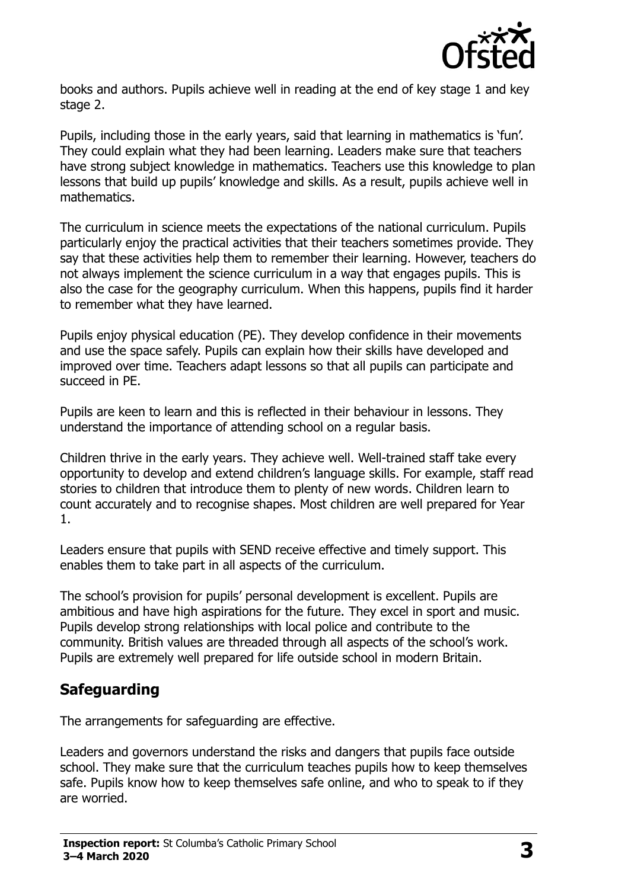books and authors. Pupils achieve well in reading at the end of key stage 1 and key stage 2.

Pupils, including those in the early years, said that learning in mathematics is 'fun'. They could explain what they had been learning. Leaders make sure that teachers have strong subject knowledge in mathematics. Teachers use this knowledge to plan lessons that build up pupils' knowledge and skills. As a result, pupils achieve well in mathematics.

The curriculum in science meets the expectations of the national curriculum. Pupils particularly enjoy the practical activities that their teachers sometimes provide. They say that these activities help them to remember their learning. However, teachers do not always implement the science curriculum in a way that engages pupils. This is also the case for the geography curriculum. When this happens, pupils find it harder to remember what they have learned.

Pupils enjoy physical education (PE). They develop confidence in their movements and use the space safely. Pupils can explain how their skills have developed and improved over time. Teachers adapt lessons so that all pupils can participate and succeed in PE.

Pupils are keen to learn and this is reflected in their behaviour in lessons. They understand the importance of attending school on a regular basis.

Children thrive in the early years. They achieve well. Well-trained staff take every opportunity to develop and extend children's language skills. For example, staff read stories to children that introduce them to plenty of new words. Children learn to count accurately and to recognise shapes. Most children are well prepared for Year 1.

Leaders ensure that pupils with SEND receive effective and timely support. This enables them to take part in all aspects of the curriculum.

The school's provision for pupils' personal development is excellent. Pupils are ambitious and have high aspirations for the future. They excel in sport and music. Pupils develop strong relationships with local police and contribute to the community. British values are threaded through all aspects of the school's work. Pupils are extremely well prepared for life outside school in modern Britain.

## Safeguarding

The arrangements for safeguarding are effective.

Leaders and governors understand the risks and dangers that pupils face outside school. They make sure that the curriculum teaches pupils how to keep themselves safe. Pupils know how to keep themselves safe online, and who to speak to if they are worried.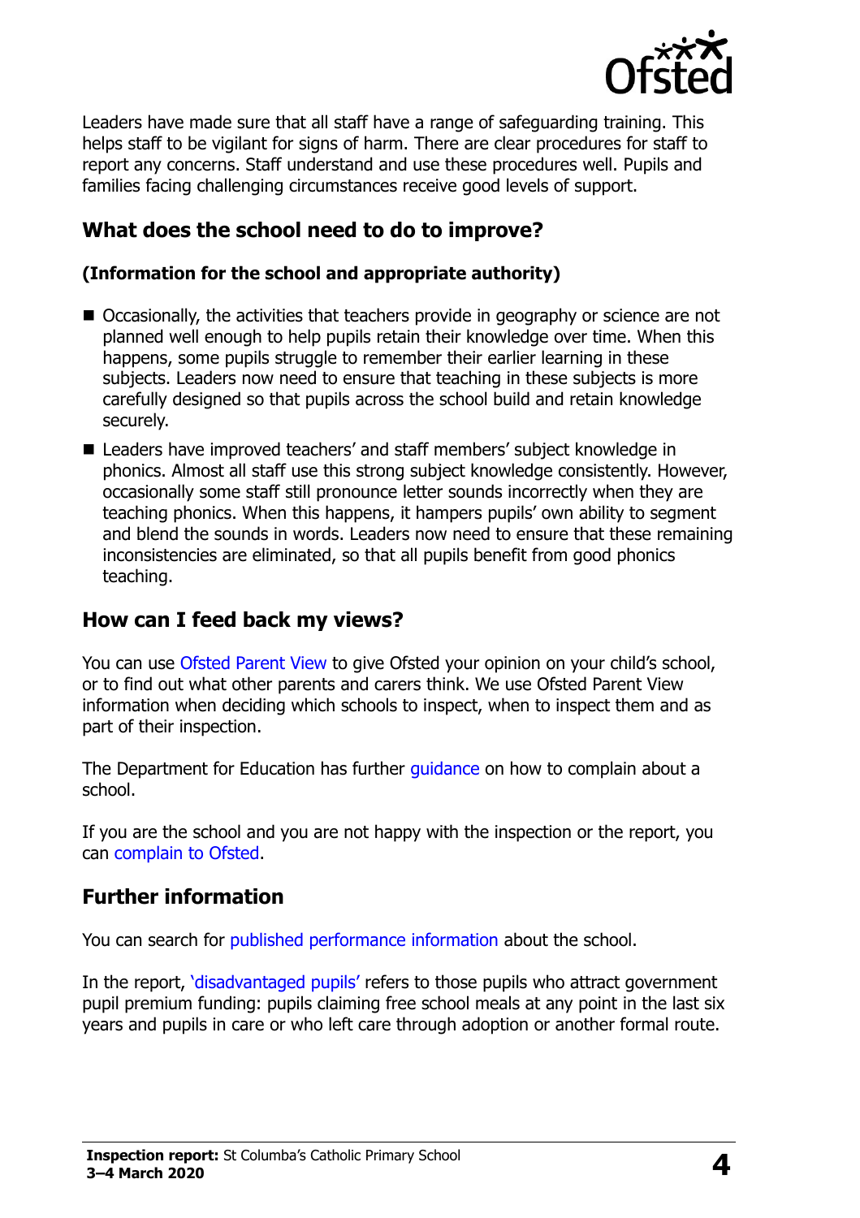Leaders have made sure that all staff have a range of safeguarding training. This helps staff to be vigilant for signs of harm. There are clear procedures for staff to report any concerns. Staff understand and use these procedures well. Pupils and families facing challenging circumstances receive good levels of support.

## What does the school need to do to improve?

**(Information for the school and appropriate authority)**

- Occasionally, the activities that teachers provide in geography or science are not planned well enough to help pupils retain their knowledge over time. When this happens, some pupils struggle to remember their earlier learning in these subjects. Leaders now need to ensure that teaching in these subjects is more carefully designed so that pupils across the school build and retain knowledge securely.
- Leaders have improved teachers' and staff members' subject knowledge in phonics. Almost all staff use this strong subject knowledge consistently. However, occasionally some staff still pronounce letter sounds incorrectly when they are teaching phonics. When this happens, it hampers pupils' own ability to segment and blend the sounds in words. Leaders now need to ensure that these remaining inconsistencies are eliminated, so that all pupils benefit from good phonics teaching.

## How can I feed back my views?

You can use Ofsted Parent View to give Ofsted your opinion on your child's school, or to find out what other parents and carers think. We use Ofsted Parent View information when deciding which schools to inspect, when to inspect them and as part of their inspection.

The Department for Education has further guidance on how to complain about a school.

If you are the school and you are not happy with the inspection or the report, you can complain to Ofsted.

## Further information

You can search for published performance information about the school.

In the report, 'disadvantaged pupils' refers to those pupils who attract government pupil premium funding: pupils claiming free school meals at any point in the last six years and pupils in care or who left care through adoption or another formal route.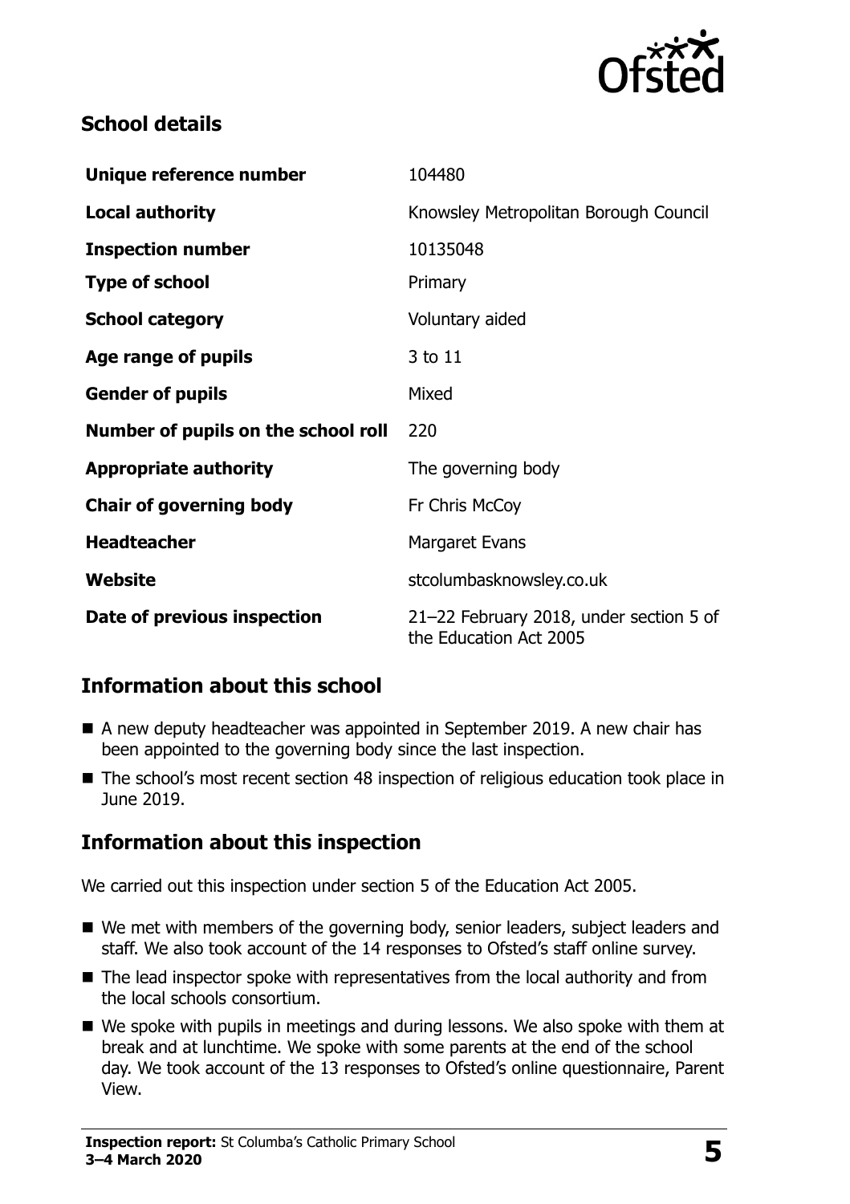## School details

| | |
|---|---|
| **Unique reference number** | 104480 |
| **Local authority** | Knowsley Metropolitan Borough Council |
| **Inspection number** | 10135048 |
| **Type of school** | Primary |
| **School category** | Voluntary aided |
| **Age range of pupils** | 3 to 11 |
| **Gender of pupils** | Mixed |
| **Number of pupils on the school roll** | 220 |
| **Appropriate authority** | The governing body |
| **Chair of governing body** | Fr Chris McCoy |
| **Headteacher** | Margaret Evans |
| **Website** | stcolumbasknowsley.co.uk |
| **Date of previous inspection** | 21–22 February 2018, under section 5 of the Education Act 2005 |

## Information about this school

- A new deputy headteacher was appointed in September 2019. A new chair has been appointed to the governing body since the last inspection.
- The school's most recent section 48 inspection of religious education took place in June 2019.

## Information about this inspection

We carried out this inspection under section 5 of the Education Act 2005.

- We met with members of the governing body, senior leaders, subject leaders and staff. We also took account of the 14 responses to Ofsted's staff online survey.
- The lead inspector spoke with representatives from the local authority and from the local schools consortium.
- We spoke with pupils in meetings and during lessons. We also spoke with them at break and at lunchtime. We spoke with some parents at the end of the school day. We took account of the 13 responses to Ofsted's online questionnaire, Parent View.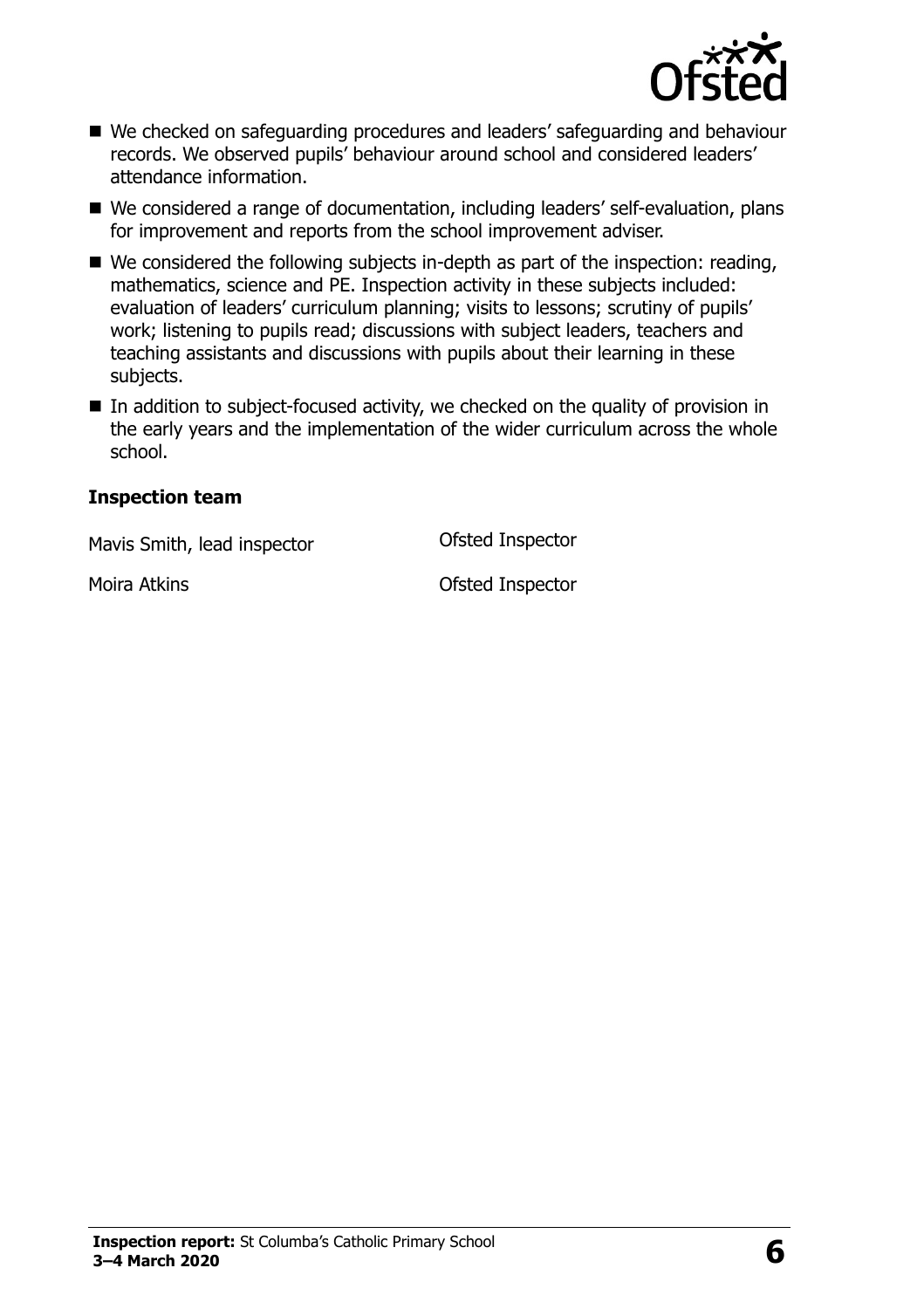- We checked on safeguarding procedures and leaders' safeguarding and behaviour records. We observed pupils' behaviour around school and considered leaders' attendance information.
- We considered a range of documentation, including leaders' self-evaluation, plans for improvement and reports from the school improvement adviser.
- We considered the following subjects in-depth as part of the inspection: reading, mathematics, science and PE. Inspection activity in these subjects included: evaluation of leaders' curriculum planning; visits to lessons; scrutiny of pupils' work; listening to pupils read; discussions with subject leaders, teachers and teaching assistants and discussions with pupils about their learning in these subjects.
- In addition to subject-focused activity, we checked on the quality of provision in the early years and the implementation of the wider curriculum across the whole school.

### Inspection team

| | |
|---|---|
| Mavis Smith, lead inspector | Ofsted Inspector |
| Moira Atkins | Ofsted Inspector |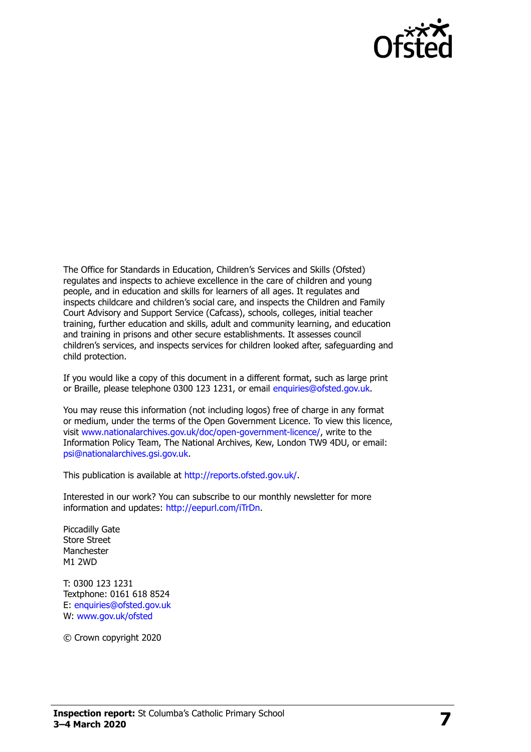The Office for Standards in Education, Children's Services and Skills (Ofsted) regulates and inspects to achieve excellence in the care of children and young people, and in education and skills for learners of all ages. It regulates and inspects childcare and children's social care, and inspects the Children and Family Court Advisory and Support Service (Cafcass), schools, colleges, initial teacher training, further education and skills, adult and community learning, and education and training in prisons and other secure establishments. It assesses council children's services, and inspects services for children looked after, safeguarding and child protection.

If you would like a copy of this document in a different format, such as large print or Braille, please telephone 0300 123 1231, or email enquiries@ofsted.gov.uk.

You may reuse this information (not including logos) free of charge in any format or medium, under the terms of the Open Government Licence. To view this licence, visit www.nationalarchives.gov.uk/doc/open-government-licence/, write to the Information Policy Team, The National Archives, Kew, London TW9 4DU, or email: psi@nationalarchives.gsi.gov.uk.

This publication is available at http://reports.ofsted.gov.uk/.

Interested in our work? You can subscribe to our monthly newsletter for more information and updates: http://eepurl.com/iTrDn.

Piccadilly Gate
Store Street
Manchester
M1 2WD

T: 0300 123 1231
Textphone: 0161 618 8524
E: enquiries@ofsted.gov.uk
W: www.gov.uk/ofsted

© Crown copyright 2020